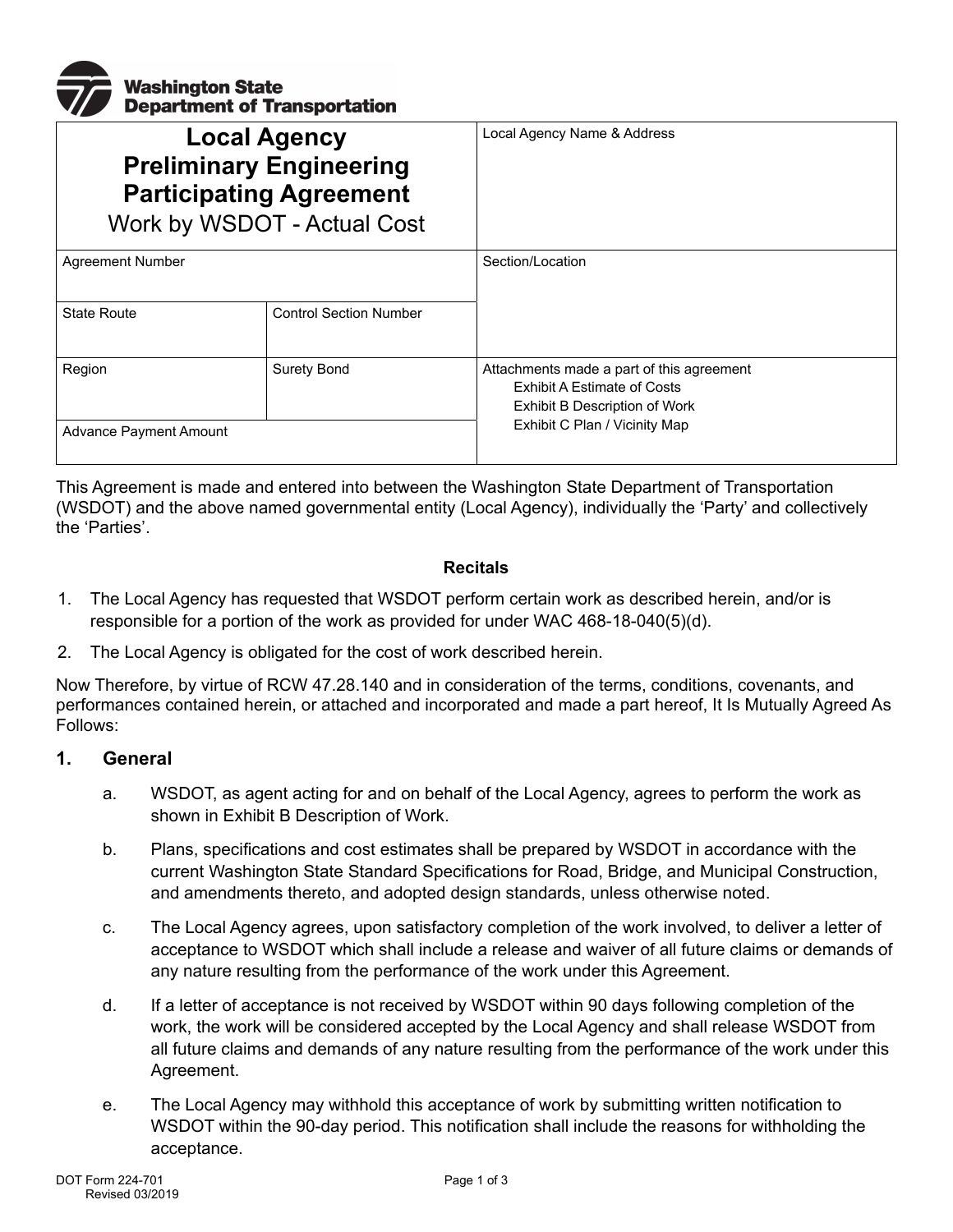Washington State Department of Transportation

| Local Agency Preliminary Engineering Participating Agreement<br>Work by WSDOT - Actual Cost | | Local Agency Name & Address |
|---|---|---|
| Agreement Number | | Section/Location |
| State Route | Control Section Number | |
| Region | Surety Bond | Attachments made a part of this agreement<br>Exhibit A Estimate of Costs<br>Exhibit B Description of Work<br>Exhibit C Plan / Vicinity Map |
| Advance Payment Amount | | |

This Agreement is made and entered into between the Washington State Department of Transportation (WSDOT) and the above named governmental entity (Local Agency), individually the 'Party' and collectively the 'Parties'.

**Recitals**

1. The Local Agency has requested that WSDOT perform certain work as described herein, and/or is responsible for a portion of the work as provided for under WAC 468-18-040(5)(d).
2. The Local Agency is obligated for the cost of work described herein.

Now Therefore, by virtue of RCW 47.28.140 and in consideration of the terms, conditions, covenants, and performances contained herein, or attached and incorporated and made a part hereof, It Is Mutually Agreed As Follows:

## 1. General

a. WSDOT, as agent acting for and on behalf of the Local Agency, agrees to perform the work as shown in Exhibit B Description of Work.

b. Plans, specifications and cost estimates shall be prepared by WSDOT in accordance with the current Washington State Standard Specifications for Road, Bridge, and Municipal Construction, and amendments thereto, and adopted design standards, unless otherwise noted.

c. The Local Agency agrees, upon satisfactory completion of the work involved, to deliver a letter of acceptance to WSDOT which shall include a release and waiver of all future claims or demands of any nature resulting from the performance of the work under this Agreement.

d. If a letter of acceptance is not received by WSDOT within 90 days following completion of the work, the work will be considered accepted by the Local Agency and shall release WSDOT from all future claims and demands of any nature resulting from the performance of the work under this Agreement.

e. The Local Agency may withhold this acceptance of work by submitting written notification to WSDOT within the 90-day period. This notification shall include the reasons for withholding the acceptance.

DOT Form 224-701
Revised 03/2019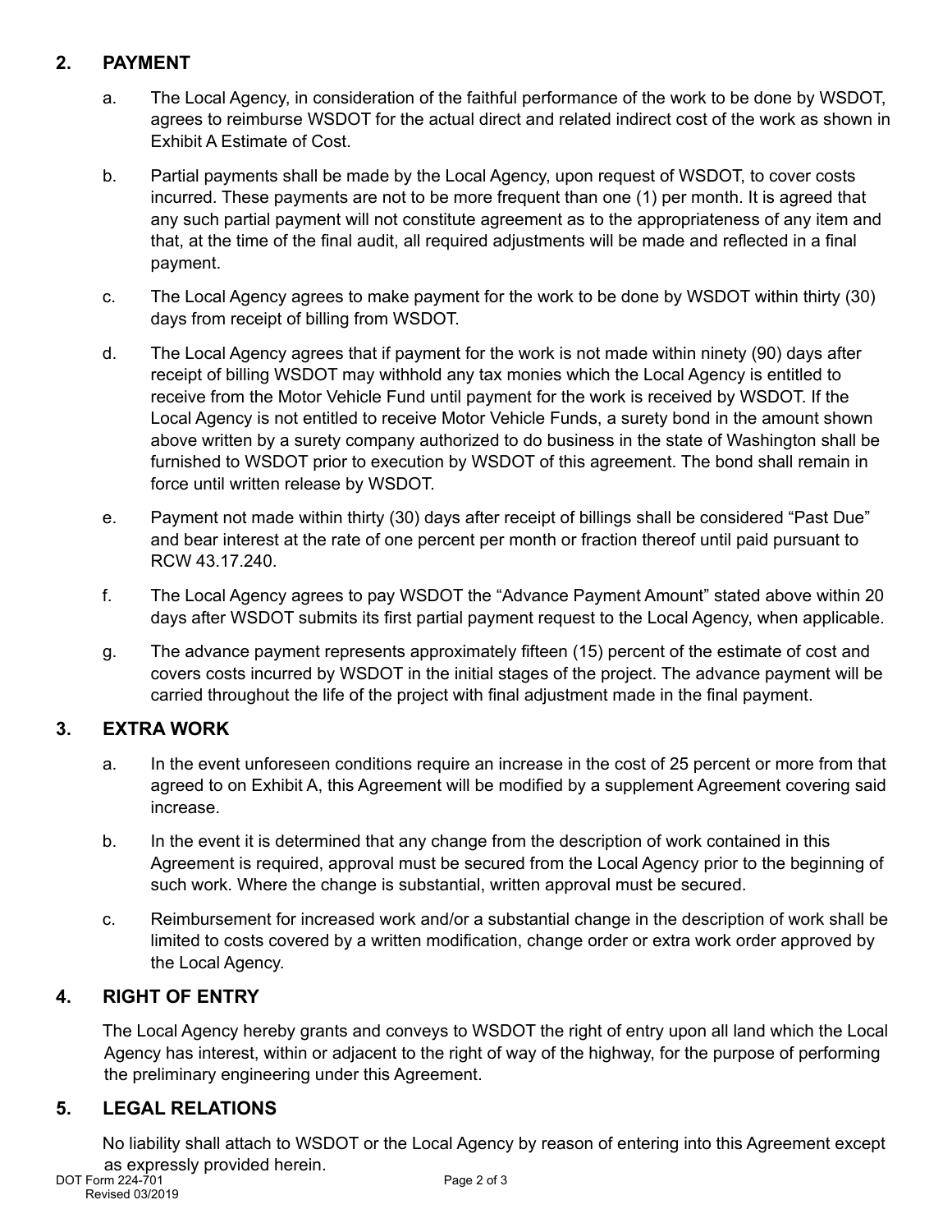## 2. PAYMENT

a. The Local Agency, in consideration of the faithful performance of the work to be done by WSDOT, agrees to reimburse WSDOT for the actual direct and related indirect cost of the work as shown in Exhibit A Estimate of Cost.

b. Partial payments shall be made by the Local Agency, upon request of WSDOT, to cover costs incurred. These payments are not to be more frequent than one (1) per month. It is agreed that any such partial payment will not constitute agreement as to the appropriateness of any item and that, at the time of the final audit, all required adjustments will be made and reflected in a final payment.

c. The Local Agency agrees to make payment for the work to be done by WSDOT within thirty (30) days from receipt of billing from WSDOT.

d. The Local Agency agrees that if payment for the work is not made within ninety (90) days after receipt of billing WSDOT may withhold any tax monies which the Local Agency is entitled to receive from the Motor Vehicle Fund until payment for the work is received by WSDOT. If the Local Agency is not entitled to receive Motor Vehicle Funds, a surety bond in the amount shown above written by a surety company authorized to do business in the state of Washington shall be furnished to WSDOT prior to execution by WSDOT of this agreement. The bond shall remain in force until written release by WSDOT.

e. Payment not made within thirty (30) days after receipt of billings shall be considered "Past Due" and bear interest at the rate of one percent per month or fraction thereof until paid pursuant to RCW 43.17.240.

f. The Local Agency agrees to pay WSDOT the "Advance Payment Amount" stated above within 20 days after WSDOT submits its first partial payment request to the Local Agency, when applicable.

g. The advance payment represents approximately fifteen (15) percent of the estimate of cost and covers costs incurred by WSDOT in the initial stages of the project. The advance payment will be carried throughout the life of the project with final adjustment made in the final payment.

## 3. EXTRA WORK

a. In the event unforeseen conditions require an increase in the cost of 25 percent or more from that agreed to on Exhibit A, this Agreement will be modified by a supplement Agreement covering said increase.

b. In the event it is determined that any change from the description of work contained in this Agreement is required, approval must be secured from the Local Agency prior to the beginning of such work. Where the change is substantial, written approval must be secured.

c. Reimbursement for increased work and/or a substantial change in the description of work shall be limited to costs covered by a written modification, change order or extra work order approved by the Local Agency.

## 4. RIGHT OF ENTRY

The Local Agency hereby grants and conveys to WSDOT the right of entry upon all land which the Local Agency has interest, within or adjacent to the right of way of the highway, for the purpose of performing the preliminary engineering under this Agreement.

## 5. LEGAL RELATIONS

No liability shall attach to WSDOT or the Local Agency by reason of entering into this Agreement except as expressly provided herein.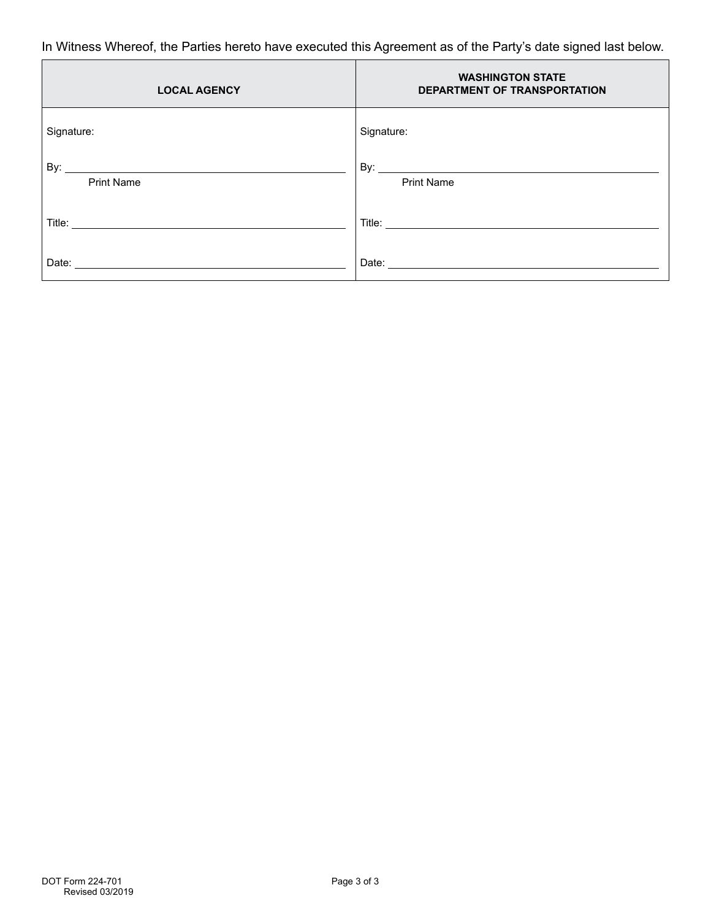In Witness Whereof, the Parties hereto have executed this Agreement as of the Party's date signed last below.

| LOCAL AGENCY | WASHINGTON STATE DEPARTMENT OF TRANSPORTATION |
|---|---|
| Signature: | Signature: |
| By: ______________________ Print Name | By: ______________________ Print Name |
| Title: ______________________ | Title: ______________________ |
| Date: ______________________ | Date: ______________________ |

DOT Form 224-701
Revised 03/2019